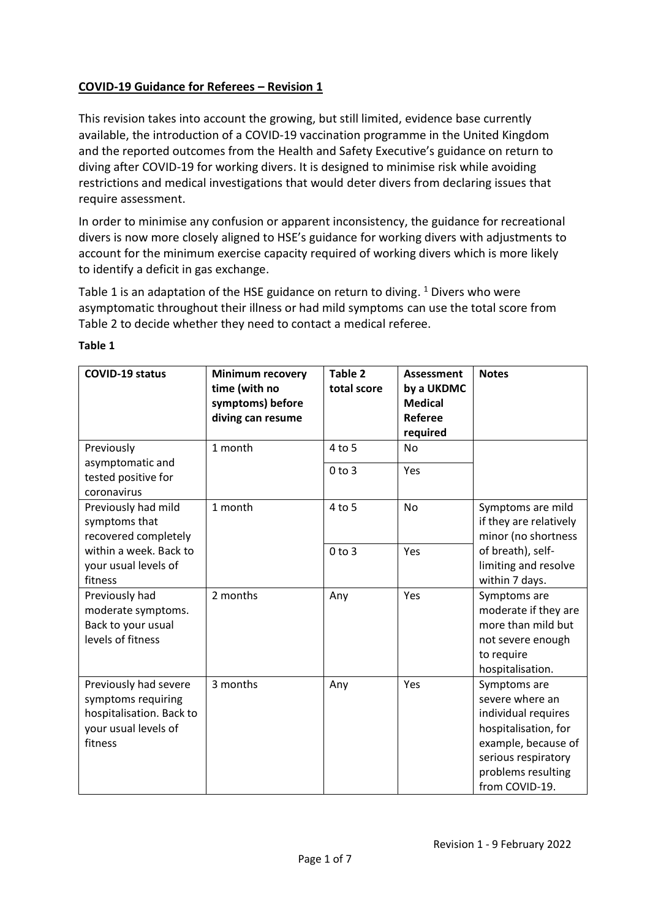**COVID-19 Guidance for Referees – Revision 1**

This revision takes into account the growing, but still limited, evidence base currently available, the introduction of a COVID-19 vaccination programme in the United Kingdom and the reported outcomes from the Health and Safety Executive's guidance on return to diving after COVID-19 for working divers. It is designed to minimise risk while avoiding restrictions and medical investigations that would deter divers from declaring issues that require assessment.

In order to minimise any confusion or apparent inconsistency, the guidance for recreational divers is now more closely aligned to HSE's guidance for working divers with adjustments to account for the minimum exercise capacity required of working divers which is more likely to identify a deficit in gas exchange.

Table 1 is an adaptation of the HSE guidance on return to diving. [1] Divers who were asymptomatic throughout their illness or had mild symptoms can use the total score from Table 2 to decide whether they need to contact a medical referee.

**Table 1**

| COVID-19 status | Minimum recovery time (with no symptoms) before diving can resume | Table 2 total score | Assessment by a UKDMC Medical Referee required | Notes |
|---|---|---|---|---|
| Previously asymptomatic and tested positive for coronavirus | 1 month | 4 to 5 | No | |
| | | 0 to 3 | Yes | |
| Previously had mild symptoms that recovered completely within a week. Back to your usual levels of fitness | 1 month | 4 to 5 | No | Symptoms are mild if they are relatively minor (no shortness of breath), self-limiting and resolve within 7 days. |
| | | 0 to 3 | Yes | |
| Previously had moderate symptoms. Back to your usual levels of fitness | 2 months | Any | Yes | Symptoms are moderate if they are more than mild but not severe enough to require hospitalisation. |
| Previously had severe symptoms requiring hospitalisation. Back to your usual levels of fitness | 3 months | Any | Yes | Symptoms are severe where an individual requires hospitalisation, for example, because of serious respiratory problems resulting from COVID-19. |

Revision 1 - 9 February 2022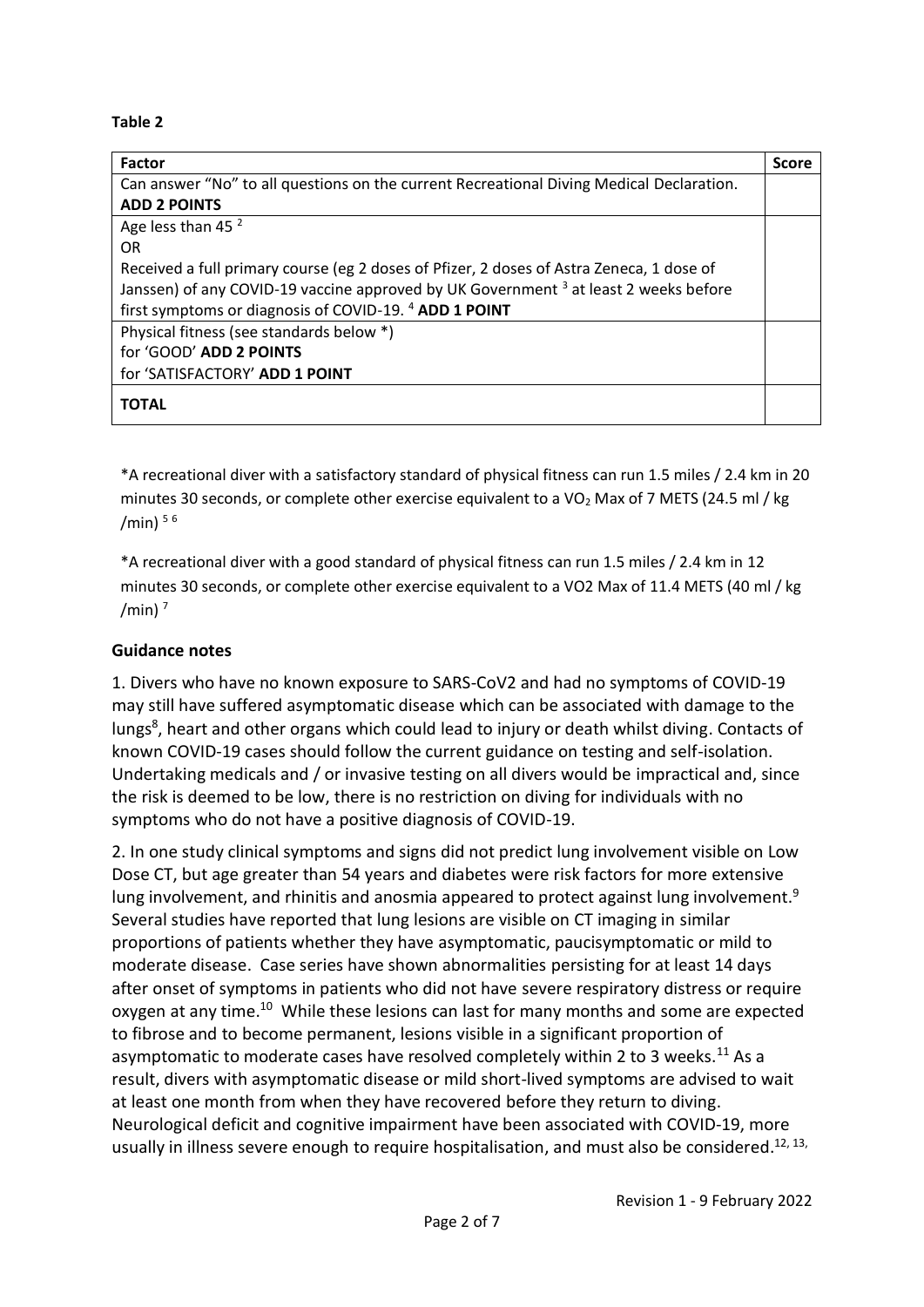**Table 2**

| Factor | Score |
| --- | --- |
| Can answer "No" to all questions on the current Recreational Diving Medical Declaration. **ADD 2 POINTS** | |
| Age less than 45 [2]<br>OR<br>Received a full primary course (eg 2 doses of Pfizer, 2 doses of Astra Zeneca, 1 dose of Janssen) of any COVID-19 vaccine approved by UK Government [3] at least 2 weeks before first symptoms or diagnosis of COVID-19. [4] **ADD 1 POINT** | |
| Physical fitness (see standards below *)<br>for 'GOOD' **ADD 2 POINTS**<br>for 'SATISFACTORY' **ADD 1 POINT** | |
| **TOTAL** | |

*A recreational diver with a satisfactory standard of physical fitness can run 1.5 miles / 2.4 km in 20 minutes 30 seconds, or complete other exercise equivalent to a $VO_2$ Max of 7 METS (24.5 ml / kg /min) [5 6]

*A recreational diver with a good standard of physical fitness can run 1.5 miles / 2.4 km in 12 minutes 30 seconds, or complete other exercise equivalent to a VO2 Max of 11.4 METS (40 ml / kg /min) [7]

## Guidance notes

1. Divers who have no known exposure to SARS-CoV2 and had no symptoms of COVID-19 may still have suffered asymptomatic disease which can be associated with damage to the lungs[8], heart and other organs which could lead to injury or death whilst diving. Contacts of known COVID-19 cases should follow the current guidance on testing and self-isolation. Undertaking medicals and / or invasive testing on all divers would be impractical and, since the risk is deemed to be low, there is no restriction on diving for individuals with no symptoms who do not have a positive diagnosis of COVID-19.

2. In one study clinical symptoms and signs did not predict lung involvement visible on Low Dose CT, but age greater than 54 years and diabetes were risk factors for more extensive lung involvement, and rhinitis and anosmia appeared to protect against lung involvement.[9] Several studies have reported that lung lesions are visible on CT imaging in similar proportions of patients whether they have asymptomatic, paucisymptomatic or mild to moderate disease. Case series have shown abnormalities persisting for at least 14 days after onset of symptoms in patients who did not have severe respiratory distress or require oxygen at any time.[10] While these lesions can last for many months and some are expected to fibrose and to become permanent, lesions visible in a significant proportion of asymptomatic to moderate cases have resolved completely within 2 to 3 weeks.[11] As a result, divers with asymptomatic disease or mild short-lived symptoms are advised to wait at least one month from when they have recovered before they return to diving. Neurological deficit and cognitive impairment have been associated with COVID-19, more usually in illness severe enough to require hospitalisation, and must also be considered.[12, 13,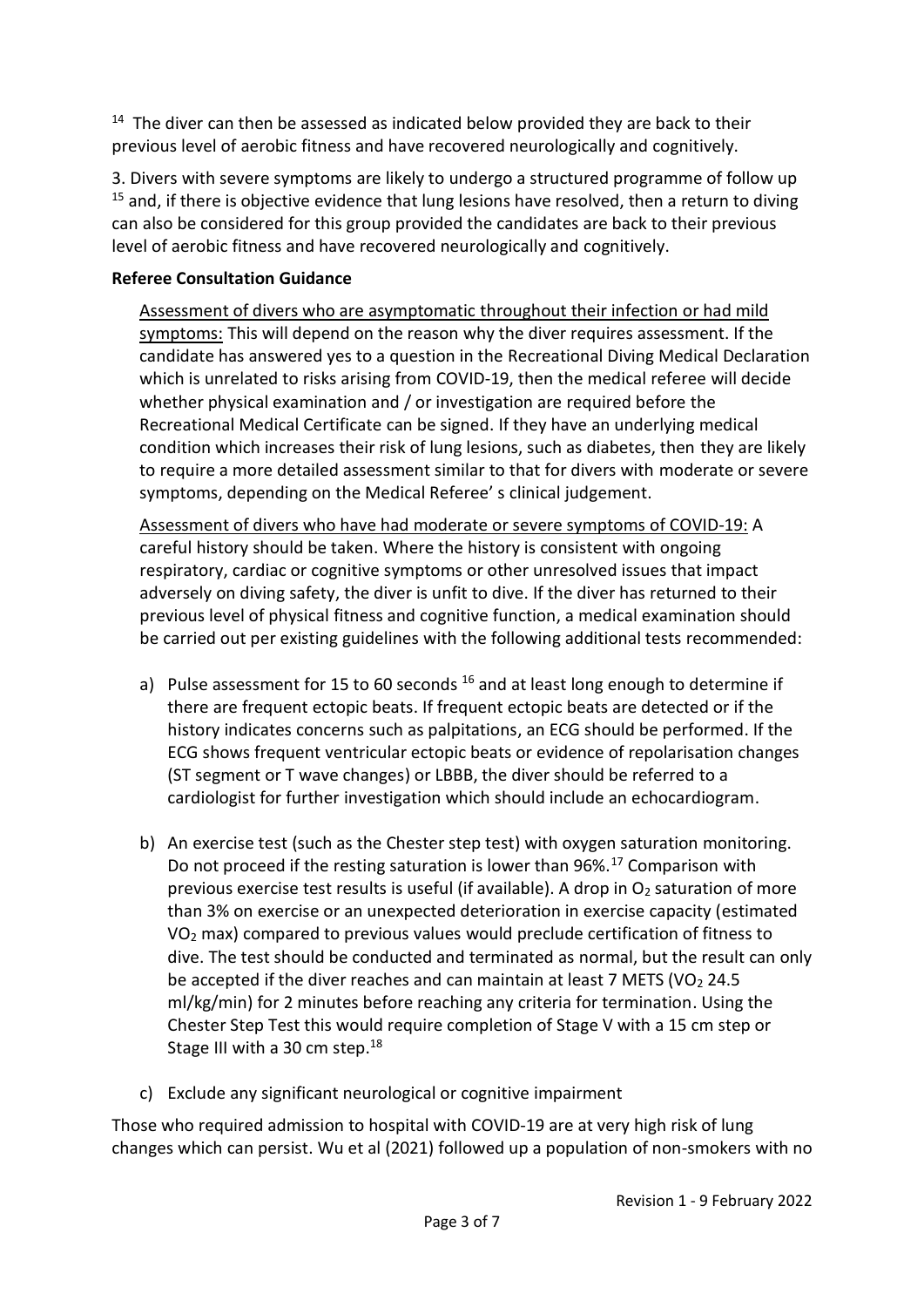[14] The diver can then be assessed as indicated below provided they are back to their previous level of aerobic fitness and have recovered neurologically and cognitively.

3. Divers with severe symptoms are likely to undergo a structured programme of follow up [15] and, if there is objective evidence that lung lesions have resolved, then a return to diving can also be considered for this group provided the candidates are back to their previous level of aerobic fitness and have recovered neurologically and cognitively.

**Referee Consultation Guidance**

Assessment of divers who are asymptomatic throughout their infection or had mild symptoms: This will depend on the reason why the diver requires assessment. If the candidate has answered yes to a question in the Recreational Diving Medical Declaration which is unrelated to risks arising from COVID-19, then the medical referee will decide whether physical examination and / or investigation are required before the Recreational Medical Certificate can be signed. If they have an underlying medical condition which increases their risk of lung lesions, such as diabetes, then they are likely to require a more detailed assessment similar to that for divers with moderate or severe symptoms, depending on the Medical Referee' s clinical judgement.

Assessment of divers who have had moderate or severe symptoms of COVID-19: A careful history should be taken. Where the history is consistent with ongoing respiratory, cardiac or cognitive symptoms or other unresolved issues that impact adversely on diving safety, the diver is unfit to dive. If the diver has returned to their previous level of physical fitness and cognitive function, a medical examination should be carried out per existing guidelines with the following additional tests recommended:

a) Pulse assessment for 15 to 60 seconds [16] and at least long enough to determine if there are frequent ectopic beats. If frequent ectopic beats are detected or if the history indicates concerns such as palpitations, an ECG should be performed. If the ECG shows frequent ventricular ectopic beats or evidence of repolarisation changes (ST segment or T wave changes) or LBBB, the diver should be referred to a cardiologist for further investigation which should include an echocardiogram.

b) An exercise test (such as the Chester step test) with oxygen saturation monitoring. Do not proceed if the resting saturation is lower than 96%.[17] Comparison with previous exercise test results is useful (if available). A drop in $O_2$ saturation of more than 3% on exercise or an unexpected deterioration in exercise capacity (estimated $VO_2$ max) compared to previous values would preclude certification of fitness to dive. The test should be conducted and terminated as normal, but the result can only be accepted if the diver reaches and can maintain at least 7 METS ($VO_2$ 24.5 ml/kg/min) for 2 minutes before reaching any criteria for termination. Using the Chester Step Test this would require completion of Stage V with a 15 cm step or Stage III with a 30 cm step.[18]

c) Exclude any significant neurological or cognitive impairment

Those who required admission to hospital with COVID-19 are at very high risk of lung changes which can persist. Wu et al (2021) followed up a population of non-smokers with no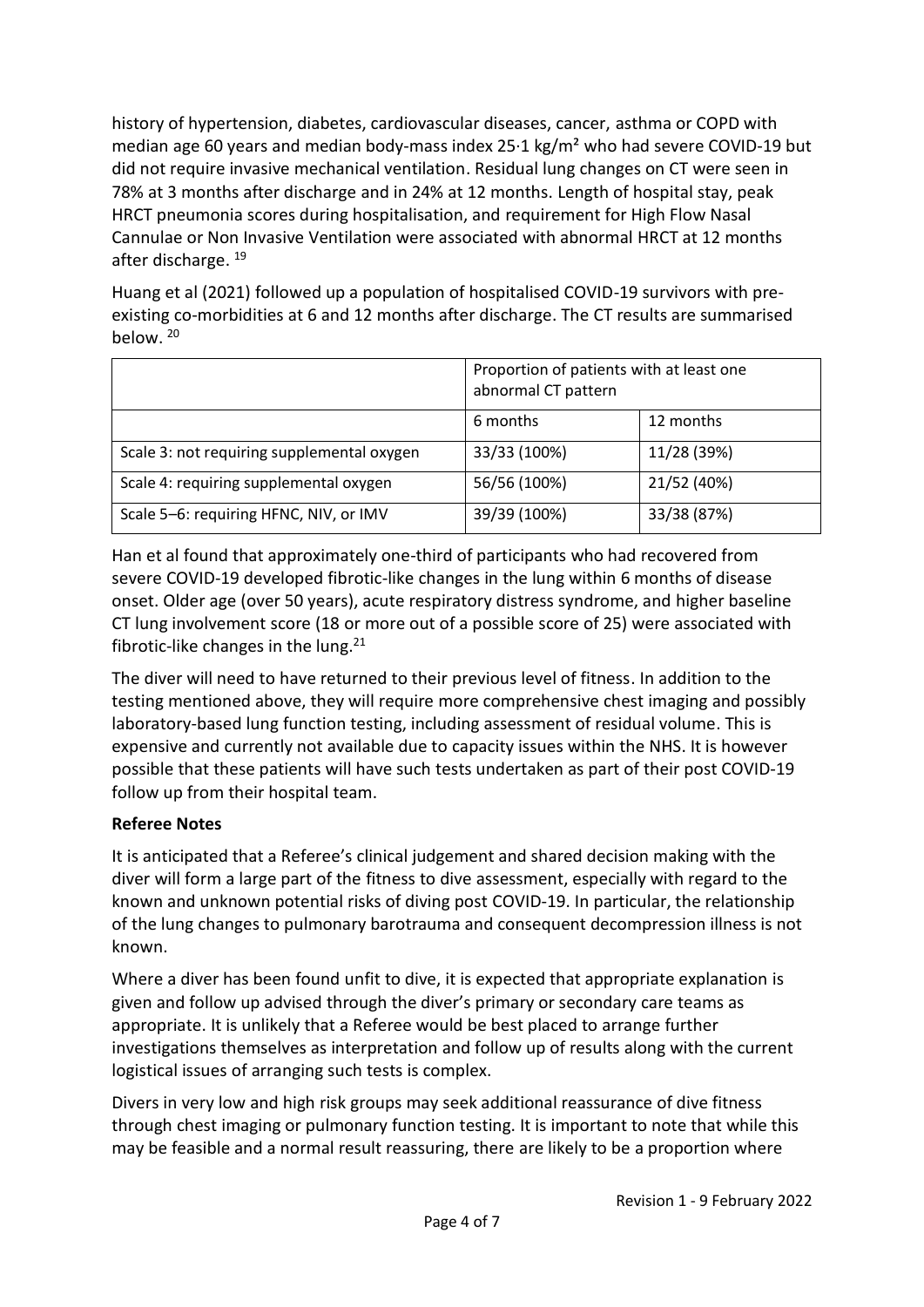history of hypertension, diabetes, cardiovascular diseases, cancer, asthma or COPD with median age 60 years and median body-mass index 25·1 kg/m² who had severe COVID-19 but did not require invasive mechanical ventilation. Residual lung changes on CT were seen in 78% at 3 months after discharge and in 24% at 12 months. Length of hospital stay, peak HRCT pneumonia scores during hospitalisation, and requirement for High Flow Nasal Cannulae or Non Invasive Ventilation were associated with abnormal HRCT at 12 months after discharge. [19]

Huang et al (2021) followed up a population of hospitalised COVID-19 survivors with pre-existing co-morbidities at 6 and 12 months after discharge. The CT results are summarised below. [20]

| | Proportion of patients with at least one abnormal CT pattern | |
|---|---|---|
| | 6 months | 12 months |
| Scale 3: not requiring supplemental oxygen | 33/33 (100%) | 11/28 (39%) |
| Scale 4: requiring supplemental oxygen | 56/56 (100%) | 21/52 (40%) |
| Scale 5–6: requiring HFNC, NIV, or IMV | 39/39 (100%) | 33/38 (87%) |

Han et al found that approximately one-third of participants who had recovered from severe COVID-19 developed fibrotic-like changes in the lung within 6 months of disease onset. Older age (over 50 years), acute respiratory distress syndrome, and higher baseline CT lung involvement score (18 or more out of a possible score of 25) were associated with fibrotic-like changes in the lung.[21]

The diver will need to have returned to their previous level of fitness. In addition to the testing mentioned above, they will require more comprehensive chest imaging and possibly laboratory-based lung function testing, including assessment of residual volume. This is expensive and currently not available due to capacity issues within the NHS. It is however possible that these patients will have such tests undertaken as part of their post COVID-19 follow up from their hospital team.

**Referee Notes**

It is anticipated that a Referee's clinical judgement and shared decision making with the diver will form a large part of the fitness to dive assessment, especially with regard to the known and unknown potential risks of diving post COVID-19. In particular, the relationship of the lung changes to pulmonary barotrauma and consequent decompression illness is not known.

Where a diver has been found unfit to dive, it is expected that appropriate explanation is given and follow up advised through the diver's primary or secondary care teams as appropriate. It is unlikely that a Referee would be best placed to arrange further investigations themselves as interpretation and follow up of results along with the current logistical issues of arranging such tests is complex.

Divers in very low and high risk groups may seek additional reassurance of dive fitness through chest imaging or pulmonary function testing. It is important to note that while this may be feasible and a normal result reassuring, there are likely to be a proportion where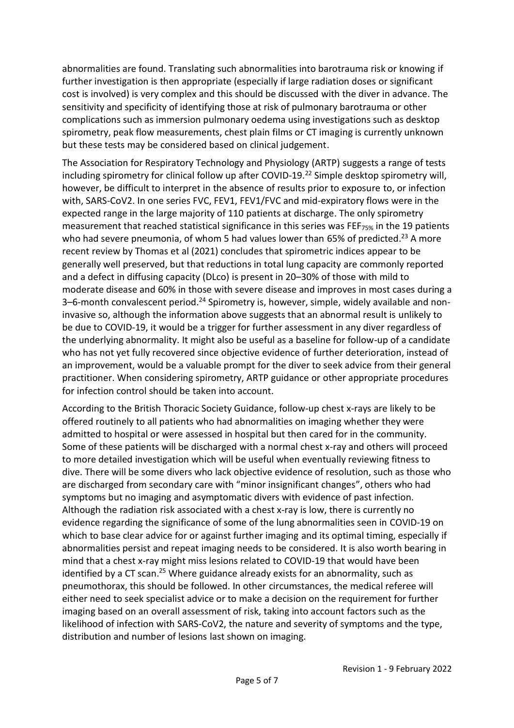abnormalities are found. Translating such abnormalities into barotrauma risk or knowing if further investigation is then appropriate (especially if large radiation doses or significant cost is involved) is very complex and this should be discussed with the diver in advance. The sensitivity and specificity of identifying those at risk of pulmonary barotrauma or other complications such as immersion pulmonary oedema using investigations such as desktop spirometry, peak flow measurements, chest plain films or CT imaging is currently unknown but these tests may be considered based on clinical judgement.

The Association for Respiratory Technology and Physiology (ARTP) suggests a range of tests including spirometry for clinical follow up after COVID-19.[22] Simple desktop spirometry will, however, be difficult to interpret in the absence of results prior to exposure to, or infection with, SARS-CoV2. In one series FVC, FEV1, FEV1/FVC and mid-expiratory flows were in the expected range in the large majority of 110 patients at discharge. The only spirometry measurement that reached statistical significance in this series was $FEF_{75\%}$ in the 19 patients who had severe pneumonia, of whom 5 had values lower than 65% of predicted.[23] A more recent review by Thomas et al (2021) concludes that spirometric indices appear to be generally well preserved, but that reductions in total lung capacity are commonly reported and a defect in diffusing capacity (DLco) is present in 20–30% of those with mild to moderate disease and 60% in those with severe disease and improves in most cases during a 3–6-month convalescent period.[24] Spirometry is, however, simple, widely available and non-invasive so, although the information above suggests that an abnormal result is unlikely to be due to COVID-19, it would be a trigger for further assessment in any diver regardless of the underlying abnormality. It might also be useful as a baseline for follow-up of a candidate who has not yet fully recovered since objective evidence of further deterioration, instead of an improvement, would be a valuable prompt for the diver to seek advice from their general practitioner. When considering spirometry, ARTP guidance or other appropriate procedures for infection control should be taken into account.

According to the British Thoracic Society Guidance, follow-up chest x-rays are likely to be offered routinely to all patients who had abnormalities on imaging whether they were admitted to hospital or were assessed in hospital but then cared for in the community. Some of these patients will be discharged with a normal chest x-ray and others will proceed to more detailed investigation which will be useful when eventually reviewing fitness to dive. There will be some divers who lack objective evidence of resolution, such as those who are discharged from secondary care with "minor insignificant changes", others who had symptoms but no imaging and asymptomatic divers with evidence of past infection. Although the radiation risk associated with a chest x-ray is low, there is currently no evidence regarding the significance of some of the lung abnormalities seen in COVID-19 on which to base clear advice for or against further imaging and its optimal timing, especially if abnormalities persist and repeat imaging needs to be considered. It is also worth bearing in mind that a chest x-ray might miss lesions related to COVID-19 that would have been identified by a CT scan.[25] Where guidance already exists for an abnormality, such as pneumothorax, this should be followed. In other circumstances, the medical referee will either need to seek specialist advice or to make a decision on the requirement for further imaging based on an overall assessment of risk, taking into account factors such as the likelihood of infection with SARS-CoV2, the nature and severity of symptoms and the type, distribution and number of lesions last shown on imaging.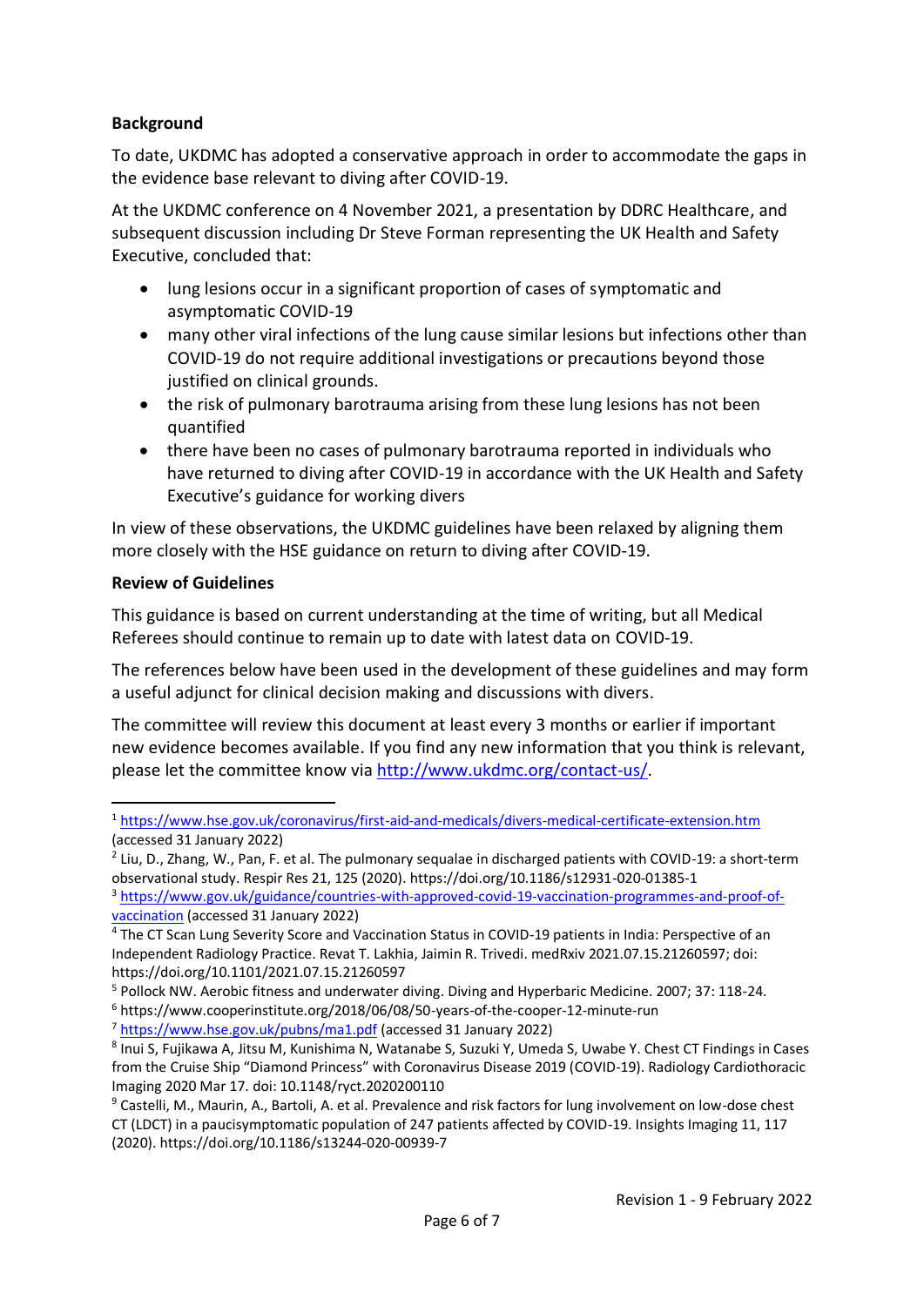**Background**

To date, UKDMC has adopted a conservative approach in order to accommodate the gaps in the evidence base relevant to diving after COVID-19.

At the UKDMC conference on 4 November 2021, a presentation by DDRC Healthcare, and subsequent discussion including Dr Steve Forman representing the UK Health and Safety Executive, concluded that:

- lung lesions occur in a significant proportion of cases of symptomatic and asymptomatic COVID-19
- many other viral infections of the lung cause similar lesions but infections other than COVID-19 do not require additional investigations or precautions beyond those justified on clinical grounds.
- the risk of pulmonary barotrauma arising from these lung lesions has not been quantified
- there have been no cases of pulmonary barotrauma reported in individuals who have returned to diving after COVID-19 in accordance with the UK Health and Safety Executive's guidance for working divers

In view of these observations, the UKDMC guidelines have been relaxed by aligning them more closely with the HSE guidance on return to diving after COVID-19.

**Review of Guidelines**

This guidance is based on current understanding at the time of writing, but all Medical Referees should continue to remain up to date with latest data on COVID-19.

The references below have been used in the development of these guidelines and may form a useful adjunct for clinical decision making and discussions with divers.

The committee will review this document at least every 3 months or earlier if important new evidence becomes available. If you find any new information that you think is relevant, please let the committee know via http://www.ukdmc.org/contact-us/.

---

[1] https://www.hse.gov.uk/coronavirus/first-aid-and-medicals/divers-medical-certificate-extension.htm (accessed 31 January 2022)

[2] Liu, D., Zhang, W., Pan, F. et al. The pulmonary sequalae in discharged patients with COVID-19: a short-term observational study. Respir Res 21, 125 (2020). https://doi.org/10.1186/s12931-020-01385-1

[3] https://www.gov.uk/guidance/countries-with-approved-covid-19-vaccination-programmes-and-proof-of-vaccination (accessed 31 January 2022)

[4] The CT Scan Lung Severity Score and Vaccination Status in COVID-19 patients in India: Perspective of an Independent Radiology Practice. Revat T. Lakhia, Jaimin R. Trivedi. medRxiv 2021.07.15.21260597; doi: https://doi.org/10.1101/2021.07.15.21260597

[5] Pollock NW. Aerobic fitness and underwater diving. Diving and Hyperbaric Medicine. 2007; 37: 118-24.

[6] https://www.cooperinstitute.org/2018/06/08/50-years-of-the-cooper-12-minute-run

[7] https://www.hse.gov.uk/pubns/ma1.pdf (accessed 31 January 2022)

[8] Inui S, Fujikawa A, Jitsu M, Kunishima N, Watanabe S, Suzuki Y, Umeda S, Uwabe Y. Chest CT Findings in Cases from the Cruise Ship "Diamond Princess" with Coronavirus Disease 2019 (COVID-19). Radiology Cardiothoracic Imaging 2020 Mar 17. doi: 10.1148/ryct.2020200110

[9] Castelli, M., Maurin, A., Bartoli, A. et al. Prevalence and risk factors for lung involvement on low-dose chest CT (LDCT) in a paucisymptomatic population of 247 patients affected by COVID-19. Insights Imaging 11, 117 (2020). https://doi.org/10.1186/s13244-020-00939-7

Revision 1 - 9 February 2022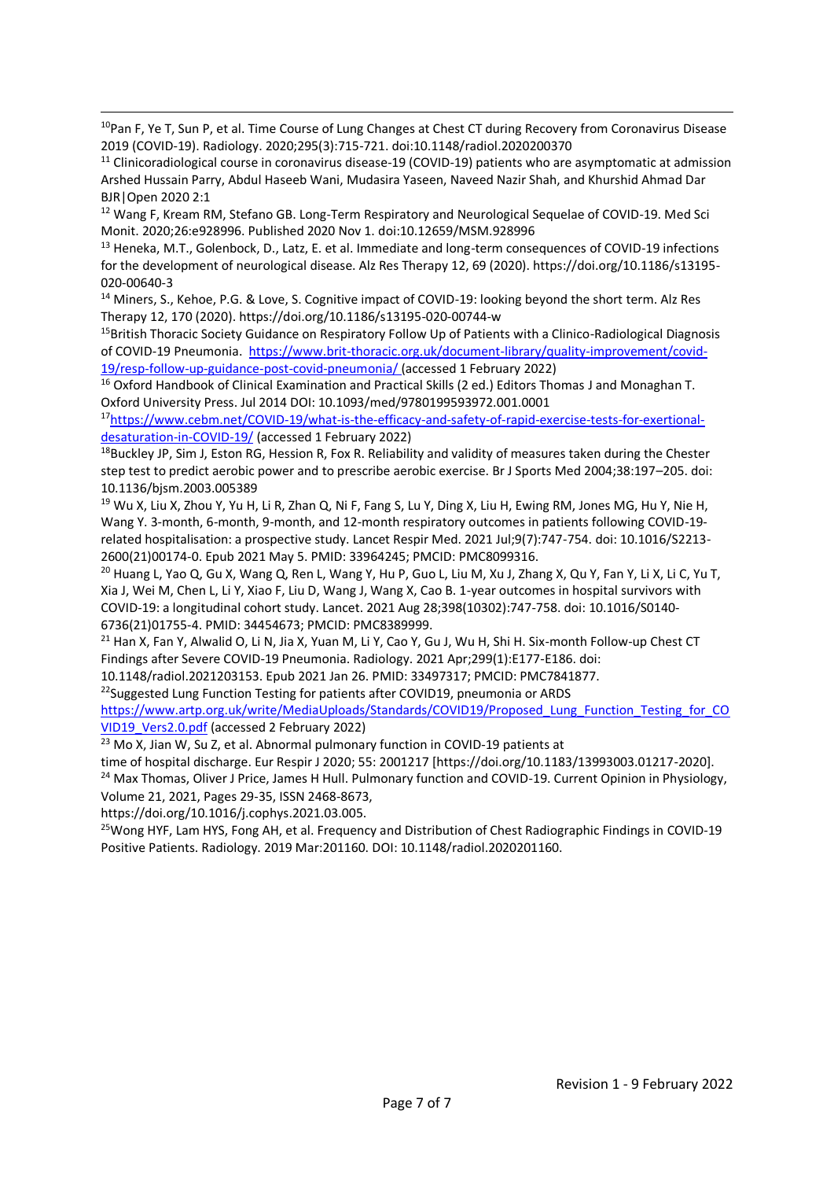[10]Pan F, Ye T, Sun P, et al. Time Course of Lung Changes at Chest CT during Recovery from Coronavirus Disease 2019 (COVID-19). Radiology. 2020;295(3):715-721. doi:10.1148/radiol.2020200370

[11] Clinicoradiological course in coronavirus disease-19 (COVID-19) patients who are asymptomatic at admission Arshed Hussain Parry, Abdul Haseeb Wani, Mudasira Yaseen, Naveed Nazir Shah, and Khurshid Ahmad Dar BJR|Open 2020 2:1

[12] Wang F, Kream RM, Stefano GB. Long-Term Respiratory and Neurological Sequelae of COVID-19. Med Sci Monit. 2020;26:e928996. Published 2020 Nov 1. doi:10.12659/MSM.928996

[13] Heneka, M.T., Golenbock, D., Latz, E. et al. Immediate and long-term consequences of COVID-19 infections for the development of neurological disease. Alz Res Therapy 12, 69 (2020). https://doi.org/10.1186/s13195-020-00640-3

[14] Miners, S., Kehoe, P.G. & Love, S. Cognitive impact of COVID-19: looking beyond the short term. Alz Res Therapy 12, 170 (2020). https://doi.org/10.1186/s13195-020-00744-w

[15]British Thoracic Society Guidance on Respiratory Follow Up of Patients with a Clinico-Radiological Diagnosis of COVID-19 Pneumonia. https://www.brit-thoracic.org.uk/document-library/quality-improvement/covid-19/resp-follow-up-guidance-post-covid-pneumonia/ (accessed 1 February 2022)

[16] Oxford Handbook of Clinical Examination and Practical Skills (2 ed.) Editors Thomas J and Monaghan T. Oxford University Press. Jul 2014 DOI: 10.1093/med/9780199593972.001.0001

[17]https://www.cebm.net/COVID-19/what-is-the-efficacy-and-safety-of-rapid-exercise-tests-for-exertional-desaturation-in-COVID-19/ (accessed 1 February 2022)

[18]Buckley JP, Sim J, Eston RG, Hession R, Fox R. Reliability and validity of measures taken during the Chester step test to predict aerobic power and to prescribe aerobic exercise. Br J Sports Med 2004;38:197–205. doi: 10.1136/bjsm.2003.005389

[19] Wu X, Liu X, Zhou Y, Yu H, Li R, Zhan Q, Ni F, Fang S, Lu Y, Ding X, Liu H, Ewing RM, Jones MG, Hu Y, Nie H, Wang Y. 3-month, 6-month, 9-month, and 12-month respiratory outcomes in patients following COVID-19-related hospitalisation: a prospective study. Lancet Respir Med. 2021 Jul;9(7):747-754. doi: 10.1016/S2213-2600(21)00174-0. Epub 2021 May 5. PMID: 33964245; PMCID: PMC8099316.

[20] Huang L, Yao Q, Gu X, Wang Q, Ren L, Wang Y, Hu P, Guo L, Liu M, Xu J, Zhang X, Qu Y, Fan Y, Li X, Li C, Yu T, Xia J, Wei M, Chen L, Li Y, Xiao F, Liu D, Wang J, Wang X, Cao B. 1-year outcomes in hospital survivors with COVID-19: a longitudinal cohort study. Lancet. 2021 Aug 28;398(10302):747-758. doi: 10.1016/S0140-6736(21)01755-4. PMID: 34454673; PMCID: PMC8389999.

[21] Han X, Fan Y, Alwalid O, Li N, Jia X, Yuan M, Li Y, Cao Y, Gu J, Wu H, Shi H. Six-month Follow-up Chest CT Findings after Severe COVID-19 Pneumonia. Radiology. 2021 Apr;299(1):E177-E186. doi: 10.1148/radiol.2021203153. Epub 2021 Jan 26. PMID: 33497317; PMCID: PMC7841877.

[22]Suggested Lung Function Testing for patients after COVID19, pneumonia or ARDS https://www.artp.org.uk/write/MediaUploads/Standards/COVID19/Proposed_Lung_Function_Testing_for_COVID19_Vers2.0.pdf (accessed 2 February 2022)

[23] Mo X, Jian W, Su Z, et al. Abnormal pulmonary function in COVID-19 patients at time of hospital discharge. Eur Respir J 2020; 55: 2001217 [https://doi.org/10.1183/13993003.01217-2020].

[24] Max Thomas, Oliver J Price, James H Hull. Pulmonary function and COVID-19. Current Opinion in Physiology, Volume 21, 2021, Pages 29-35, ISSN 2468-8673, https://doi.org/10.1016/j.cophys.2021.03.005.

[25]Wong HYF, Lam HYS, Fong AH, et al. Frequency and Distribution of Chest Radiographic Findings in COVID-19 Positive Patients. Radiology. 2019 Mar:201160. DOI: 10.1148/radiol.2020201160.

Revision 1 - 9 February 2022